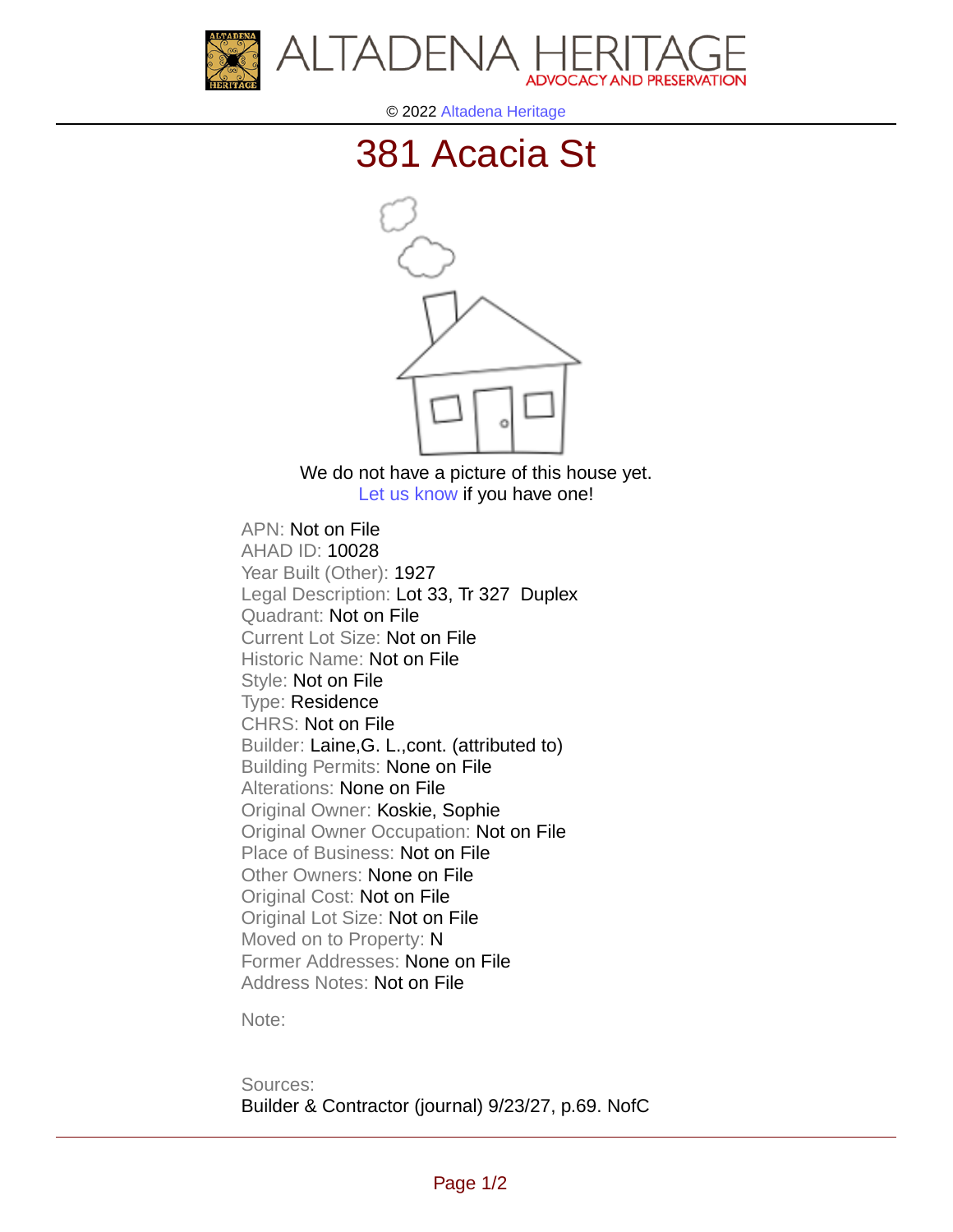ALTADENA HERITAGE
ADVOCACY AND PRESERVATION

© 2022 Altadena Heritage

# 381 Acacia St

We do not have a picture of this house yet.
Let us know if you have one!

APN: Not on File
AHAD ID: 10028
Year Built (Other): 1927
Legal Description: Lot 33, Tr 327 Duplex
Quadrant: Not on File
Current Lot Size: Not on File
Historic Name: Not on File
Style: Not on File
Type: Residence
CHRS: Not on File
Builder: Laine,G. L.,cont. (attributed to)
Building Permits: None on File
Alterations: None on File
Original Owner: Koskie, Sophie
Original Owner Occupation: Not on File
Place of Business: Not on File
Other Owners: None on File
Original Cost: Not on File
Original Lot Size: Not on File
Moved on to Property: N
Former Addresses: None on File
Address Notes: Not on File

Note:

Sources:
Builder & Contractor (journal) 9/23/27, p.69. NofC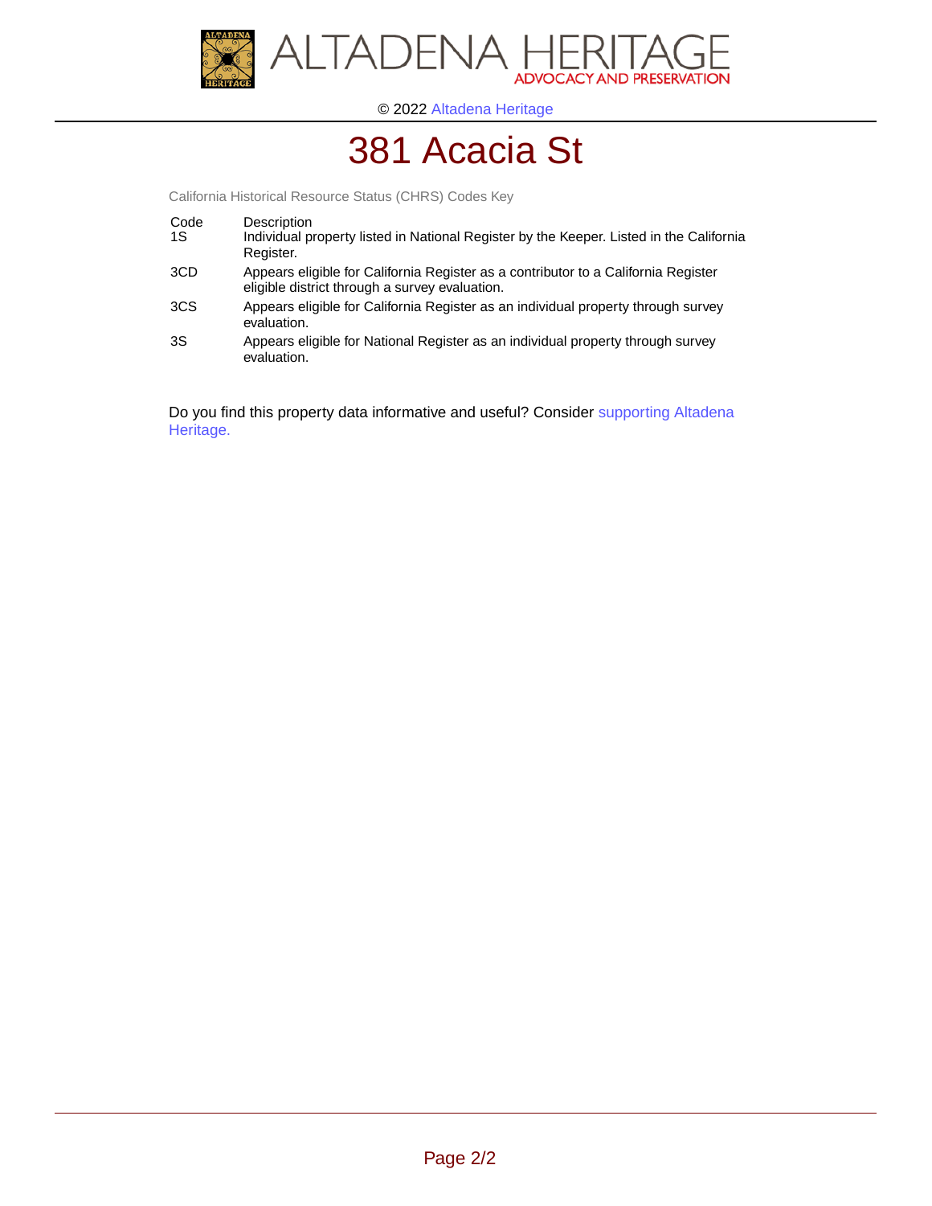ALTADENA HERITAGE

ADVOCACY AND PRESERVATION

© 2022 Altadena Heritage

# 381 Acacia St

California Historical Resource Status (CHRS) Codes Key

| Code | Description |
|---|---|
| 1S | Individual property listed in National Register by the Keeper. Listed in the California Register. |
| 3CD | Appears eligible for California Register as a contributor to a California Register eligible district through a survey evaluation. |
| 3CS | Appears eligible for California Register as an individual property through survey evaluation. |
| 3S | Appears eligible for National Register as an individual property through survey evaluation. |

Do you find this property data informative and useful? Consider supporting Altadena Heritage.